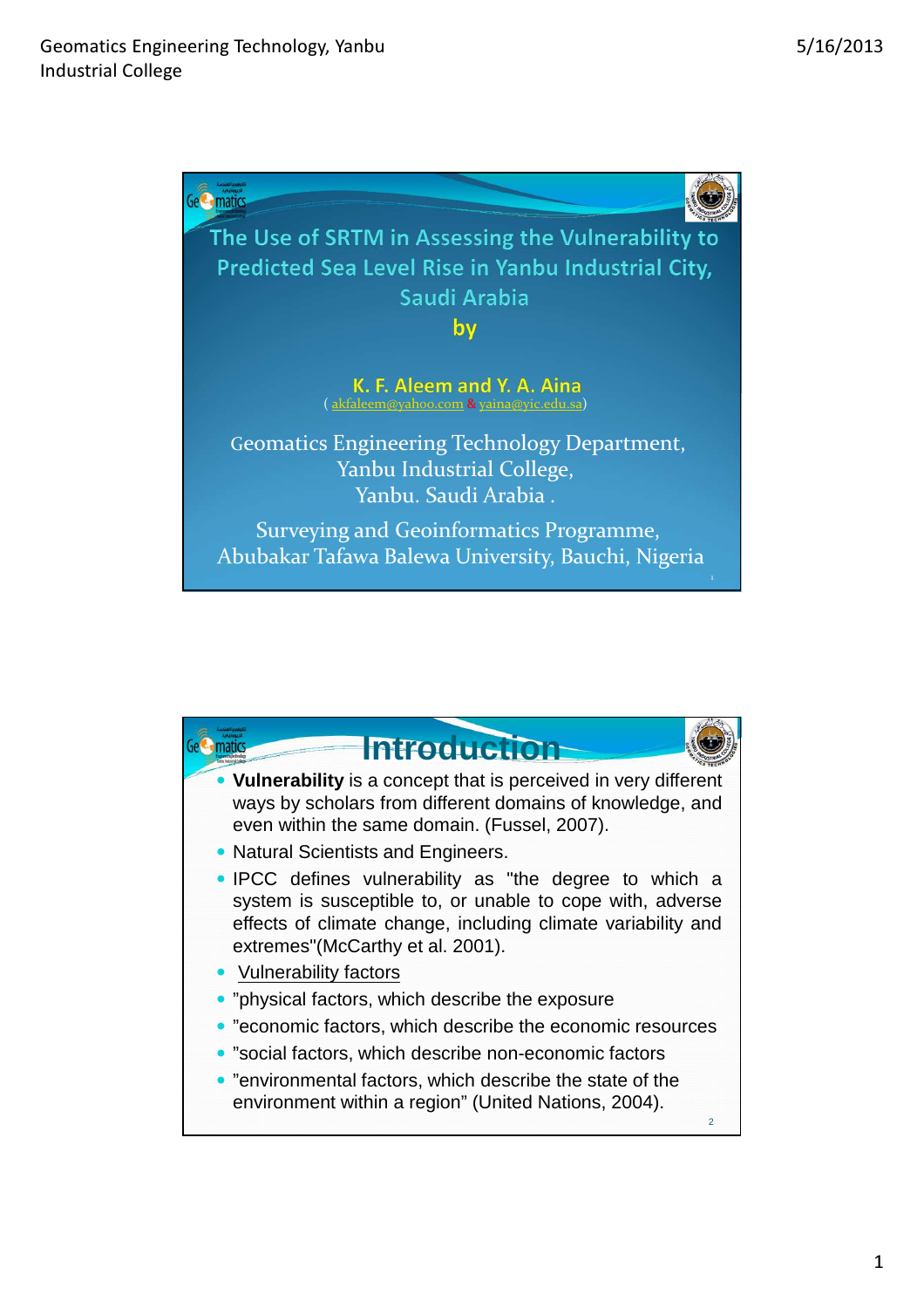# The Use of SRTM in Assessing the Vulnerability to Predicted Sea Level Rise in Yanbu Industrial City, Saudi Arabia

by

**K. F. Aleem and Y. A. Aina**

( akfaleem@yahoo.com & yaina@yic.edu.sa)

Geomatics Engineering Technology Department,
Yanbu Industrial College,
Yanbu. Saudi Arabia .

Surveying and Geoinformatics Programme,
Abubakar Tafawa Balewa University, Bauchi, Nigeria

## Introduction

- **Vulnerability** is a concept that is perceived in very different ways by scholars from different domains of knowledge, and even within the same domain. (Fussel, 2007).
- Natural Scientists and Engineers.
- IPCC defines vulnerability as "the degree to which a system is susceptible to, or unable to cope with, adverse effects of climate change, including climate variability and extremes"(McCarthy et al. 2001).
- Vulnerability factors
- ”physical factors, which describe the exposure
- ”economic factors, which describe the economic resources
- ”social factors, which describe non-economic factors
- ”environmental factors, which describe the state of the environment within a region” (United Nations, 2004).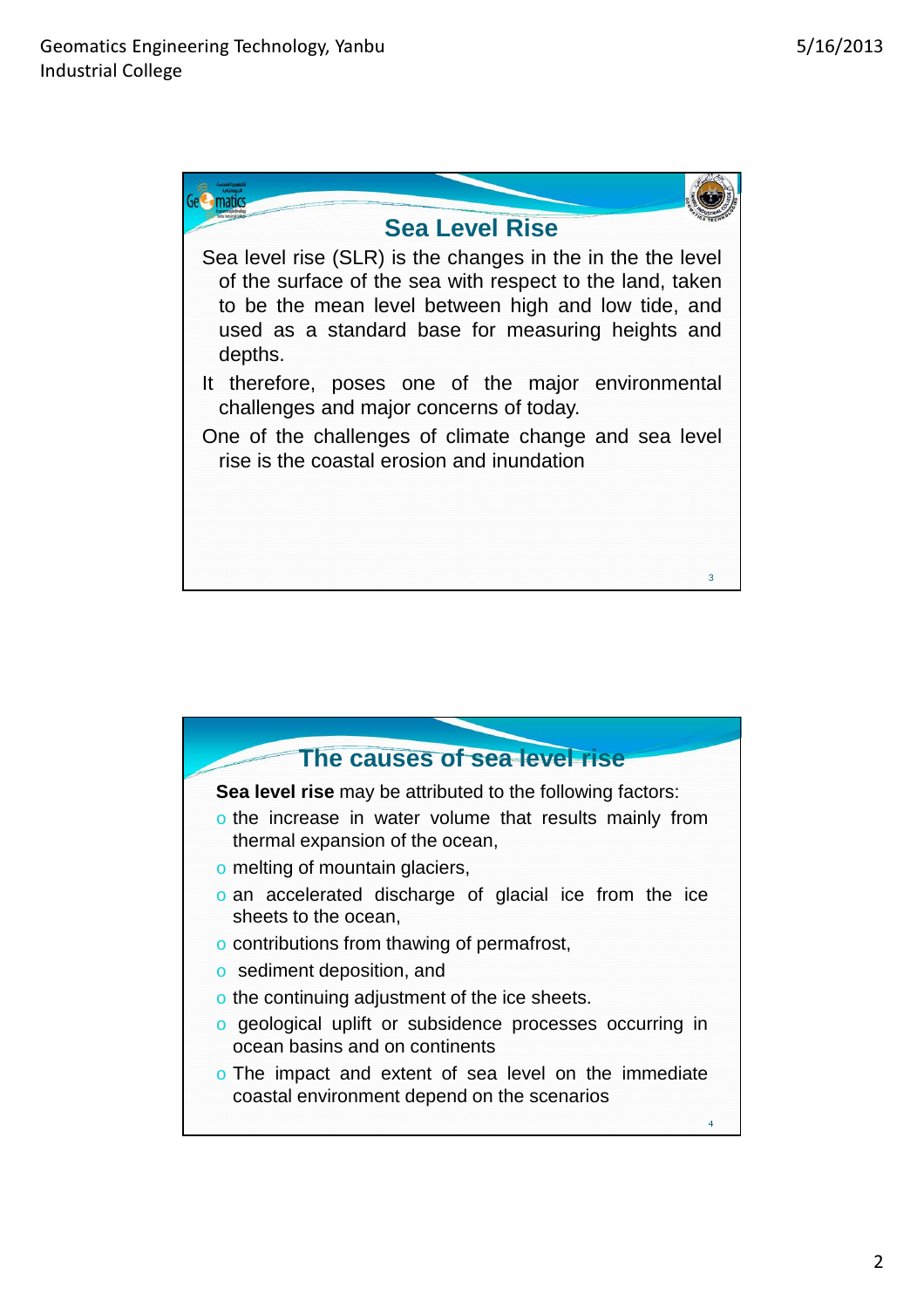## Sea Level Rise

Sea level rise (SLR) is the changes in the in the the level of the surface of the sea with respect to the land, taken to be the mean level between high and low tide, and used as a standard base for measuring heights and depths.

It therefore, poses one of the major environmental challenges and major concerns of today.

One of the challenges of climate change and sea level rise is the coastal erosion and inundation

## The causes of sea level rise

**Sea level rise** may be attributed to the following factors:

- the increase in water volume that results mainly from thermal expansion of the ocean,
- melting of mountain glaciers,
- an accelerated discharge of glacial ice from the ice sheets to the ocean,
- contributions from thawing of permafrost,
- sediment deposition, and
- the continuing adjustment of the ice sheets.
- geological uplift or subsidence processes occurring in ocean basins and on continents
- The impact and extent of sea level on the immediate coastal environment depend on the scenarios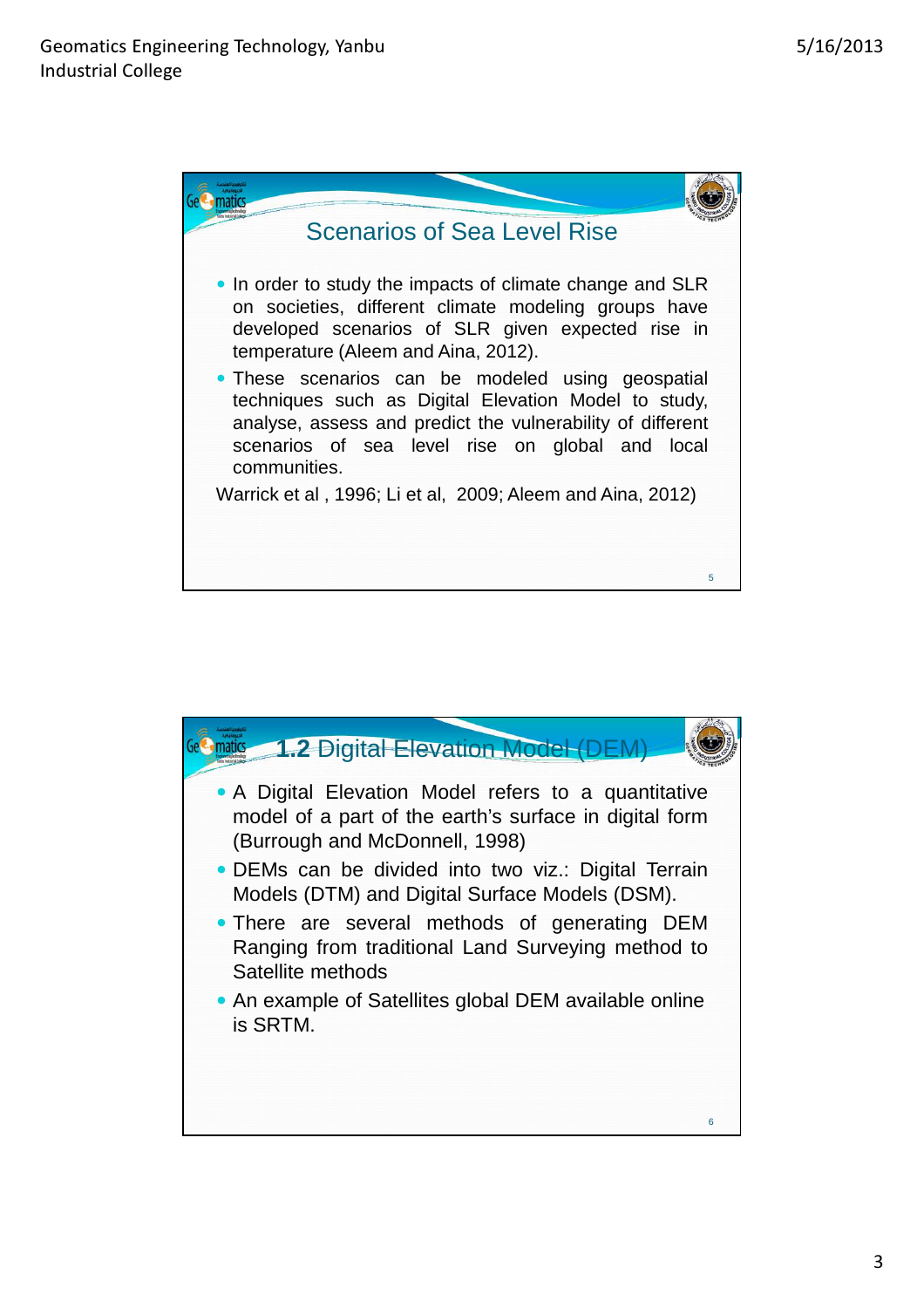## Scenarios of Sea Level Rise

- In order to study the impacts of climate change and SLR on societies, different climate modeling groups have developed scenarios of SLR given expected rise in temperature (Aleem and Aina, 2012).
- These scenarios can be modeled using geospatial techniques such as Digital Elevation Model to study, analyse, assess and predict the vulnerability of different scenarios of sea level rise on global and local communities.

Warrick et al , 1996; Li et al, 2009; Aleem and Aina, 2012)

## 1.2 Digital Elevation Model (DEM)

- A Digital Elevation Model refers to a quantitative model of a part of the earth's surface in digital form (Burrough and McDonnell, 1998)
- DEMs can be divided into two viz.: Digital Terrain Models (DTM) and Digital Surface Models (DSM).
- There are several methods of generating DEM Ranging from traditional Land Surveying method to Satellite methods
- An example of Satellites global DEM available online is SRTM.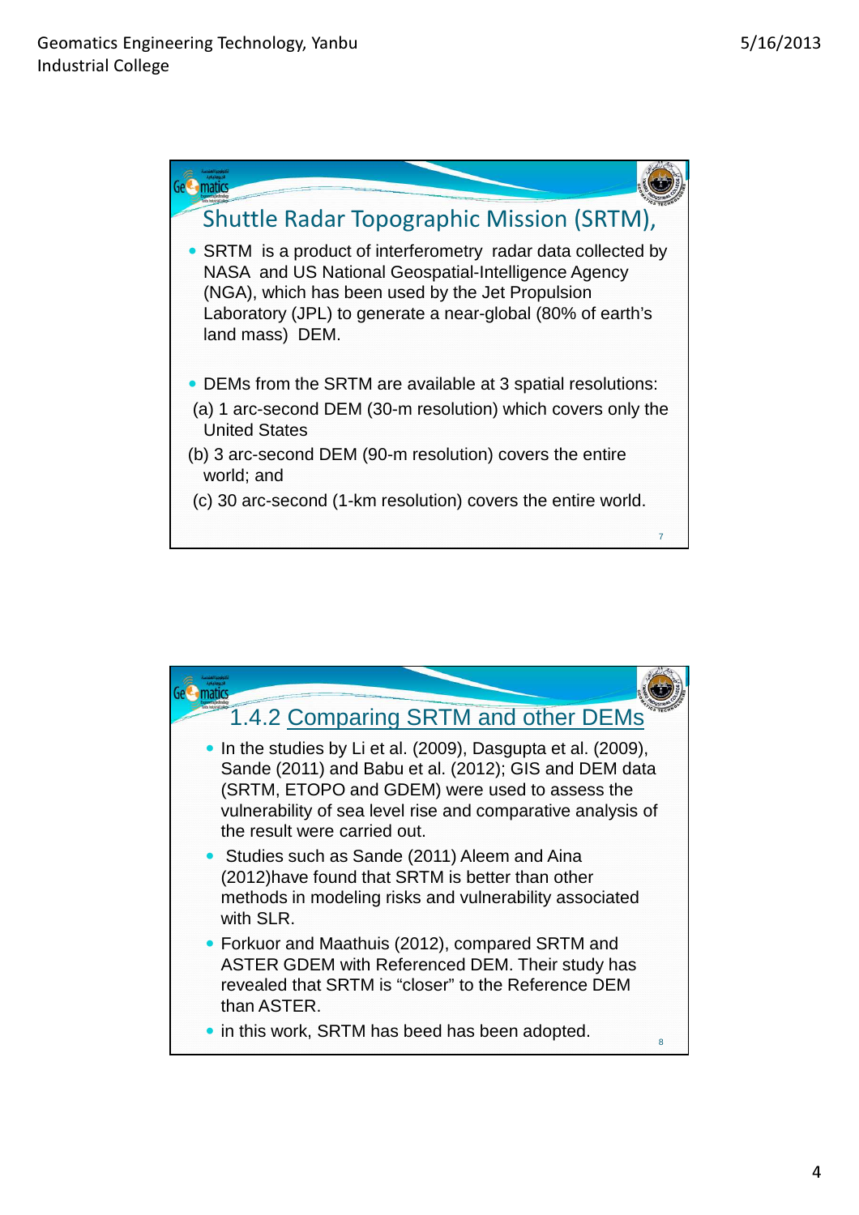## Shuttle Radar Topographic Mission (SRTM),

- SRTM is a product of interferometry radar data collected by NASA and US National Geospatial-Intelligence Agency (NGA), which has been used by the Jet Propulsion Laboratory (JPL) to generate a near-global (80% of earth's land mass) DEM.

- DEMs from the SRTM are available at 3 spatial resolutions:

(a) 1 arc-second DEM (30-m resolution) which covers only the United States

(b) 3 arc-second DEM (90-m resolution) covers the entire world; and

(c) 30 arc-second (1-km resolution) covers the entire world.

## 1.4.2 Comparing SRTM and other DEMs

- In the studies by Li et al. (2009), Dasgupta et al. (2009), Sande (2011) and Babu et al. (2012); GIS and DEM data (SRTM, ETOPO and GDEM) were used to assess the vulnerability of sea level rise and comparative analysis of the result were carried out.
- Studies such as Sande (2011) Aleem and Aina (2012)have found that SRTM is better than other methods in modeling risks and vulnerability associated with SLR.
- Forkuor and Maathuis (2012), compared SRTM and ASTER GDEM with Referenced DEM. Their study has revealed that SRTM is "closer" to the Reference DEM than ASTER.
- in this work, SRTM has beed has been adopted.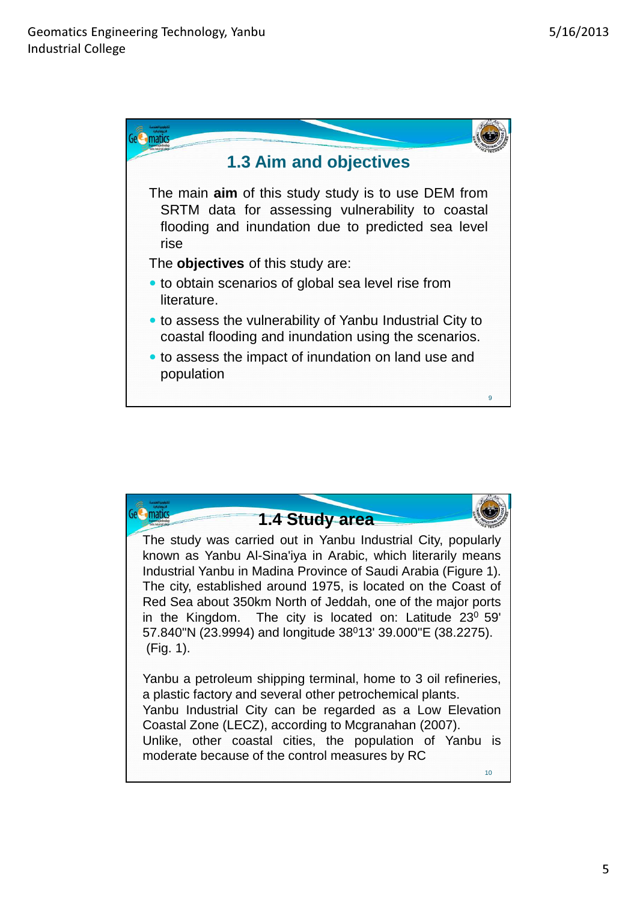## 1.3 Aim and objectives

The main **aim** of this study study is to use DEM from SRTM data for assessing vulnerability to coastal flooding and inundation due to predicted sea level rise

The **objectives** of this study are:

- to obtain scenarios of global sea level rise from literature.
- to assess the vulnerability of Yanbu Industrial City to coastal flooding and inundation using the scenarios.
- to assess the impact of inundation on land use and population

## 1.4 Study area

The study was carried out in Yanbu Industrial City, popularly known as Yanbu Al-Sina'iya in Arabic, which literarily means Industrial Yanbu in Madina Province of Saudi Arabia (Figure 1). The city, established around 1975, is located on the Coast of Red Sea about 350km North of Jeddah, one of the major ports in the Kingdom. The city is located on: Latitude $23^0$ 59' 57.840"N (23.9994) and longitude $38^0$13' 39.000"E (38.2275). (Fig. 1).

Yanbu a petroleum shipping terminal, home to 3 oil refineries, a plastic factory and several other petrochemical plants.
Yanbu Industrial City can be regarded as a Low Elevation Coastal Zone (LECZ), according to Mcgranahan (2007).
Unlike, other coastal cities, the population of Yanbu is moderate because of the control measures by RC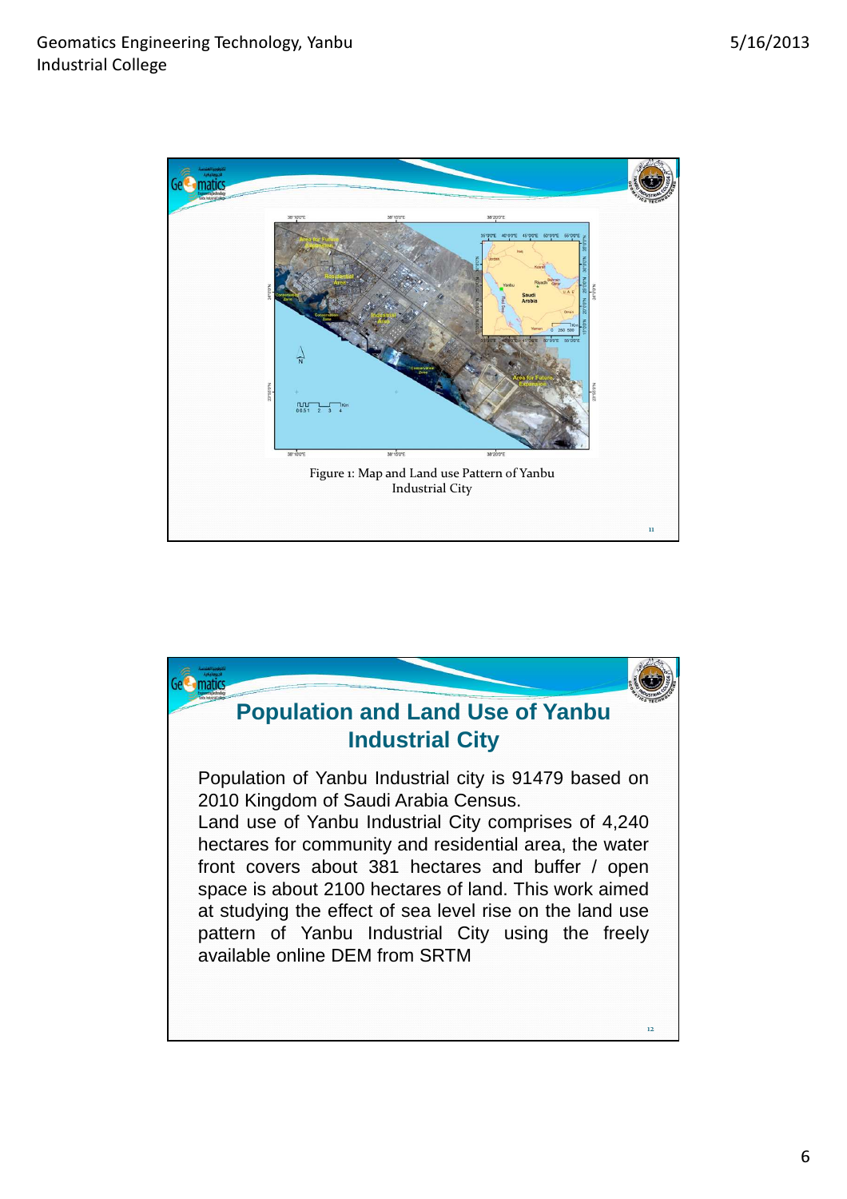Figure 1: Map and Land use Pattern of Yanbu Industrial City

## Population and Land Use of Yanbu Industrial City

Population of Yanbu Industrial city is 91479 based on 2010 Kingdom of Saudi Arabia Census.

Land use of Yanbu Industrial City comprises of 4,240 hectares for community and residential area, the water front covers about 381 hectares and buffer / open space is about 2100 hectares of land. This work aimed at studying the effect of sea level rise on the land use pattern of Yanbu Industrial City using the freely available online DEM from SRTM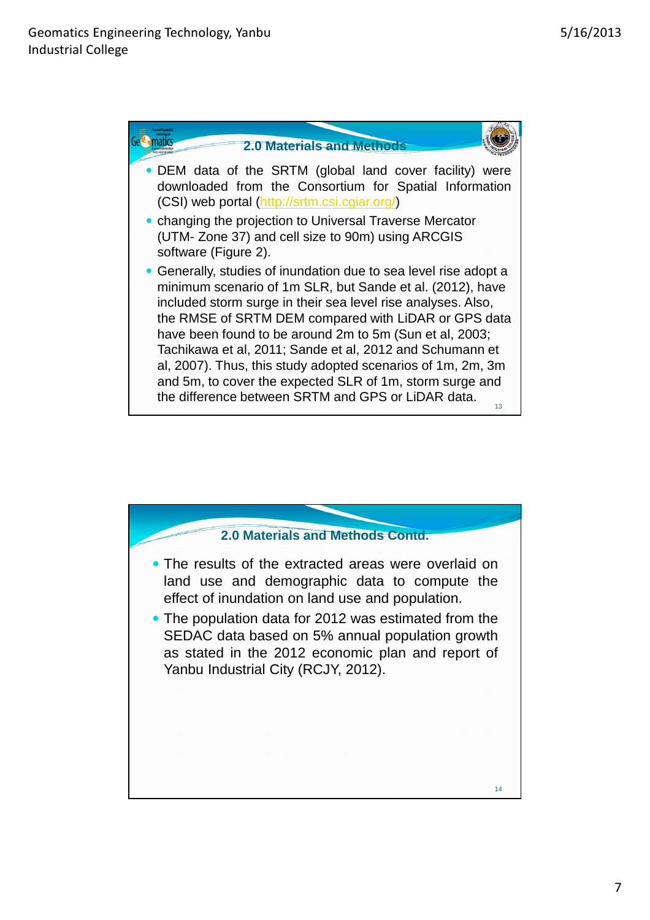## 2.0 Materials and Methods

- DEM data of the SRTM (global land cover facility) were downloaded from the Consortium for Spatial Information (CSI) web portal (http://srtm.csi.cgiar.org/)
- changing the projection to Universal Traverse Mercator (UTM- Zone 37) and cell size to 90m) using ARCGIS software (Figure 2).
- Generally, studies of inundation due to sea level rise adopt a minimum scenario of 1m SLR, but Sande et al. (2012), have included storm surge in their sea level rise analyses. Also, the RMSE of SRTM DEM compared with LiDAR or GPS data have been found to be around 2m to 5m (Sun et al, 2003; Tachikawa et al, 2011; Sande et al, 2012 and Schumann et al, 2007). Thus, this study adopted scenarios of 1m, 2m, 3m and 5m, to cover the expected SLR of 1m, storm surge and the difference between SRTM and GPS or LiDAR data.

## 2.0 Materials and Methods Contd.

- The results of the extracted areas were overlaid on land use and demographic data to compute the effect of inundation on land use and population.
- The population data for 2012 was estimated from the SEDAC data based on 5% annual population growth as stated in the 2012 economic plan and report of Yanbu Industrial City (RCJY, 2012).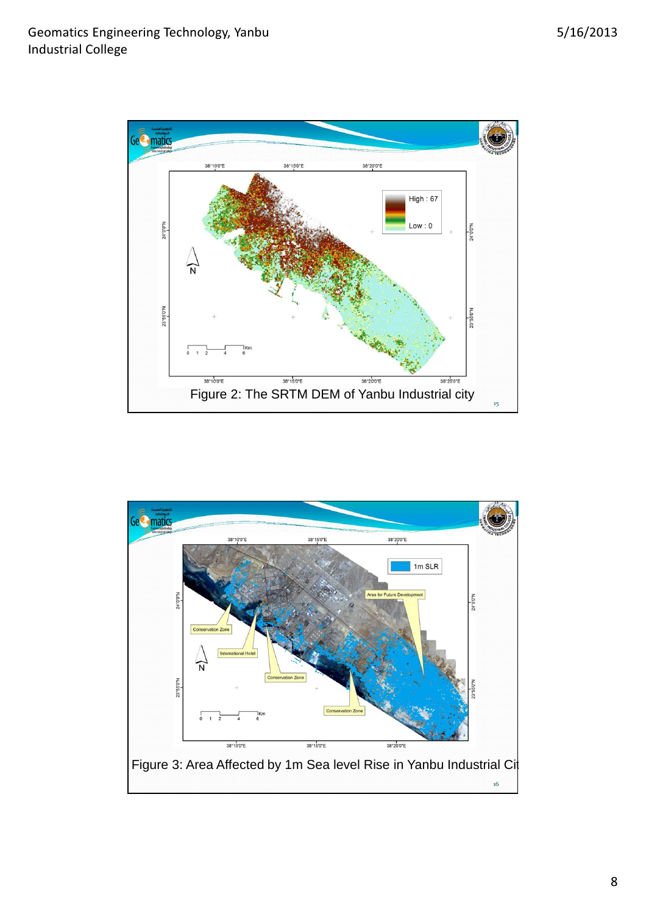Figure 2: The SRTM DEM of Yanbu Industrial city

Figure 3: Area Affected by 1m Sea level Rise in Yanbu Industrial Cit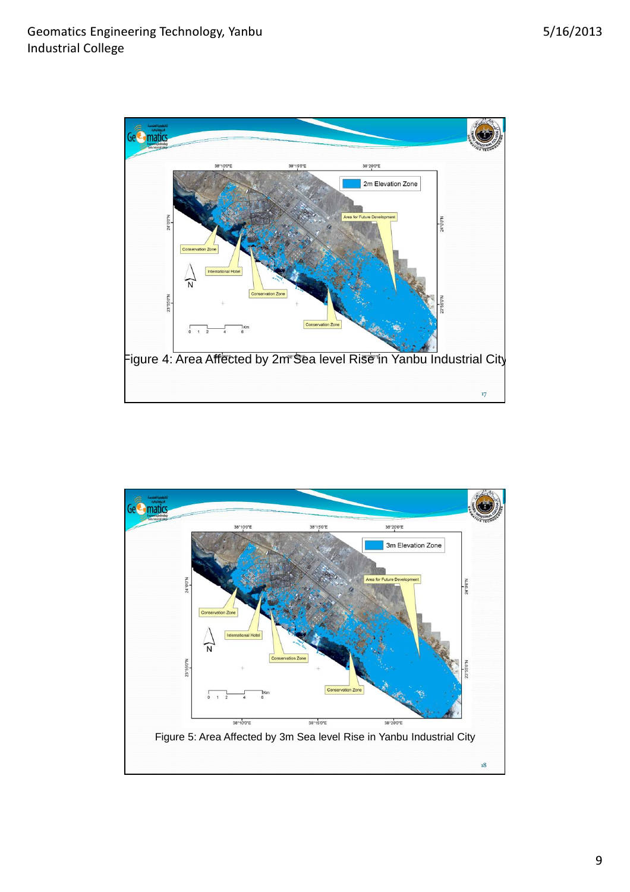2m Elevation Zone

Area for Future Development

Conservation Zone

International Hotel

Conservation Zone

Conservation Zone

38°10'0"E 38°15'0"E 38°20'0"E

24°0'0"N

23°55'0"N

0 1 2 4 6 Km

N

Figure 4: Area Affected by 2m Sea level Rise in Yanbu Industrial City

3m Elevation Zone

Area for Future Development

Conservation Zone

International Hotel

Conservation Zone

Conservation Zone

38°10'0"E 38°15'0"E 38°20'0"E

24°0'0"N

23°55'0"N

0 1 2 4 6 Km

N

Figure 5: Area Affected by 3m Sea level Rise in Yanbu Industrial City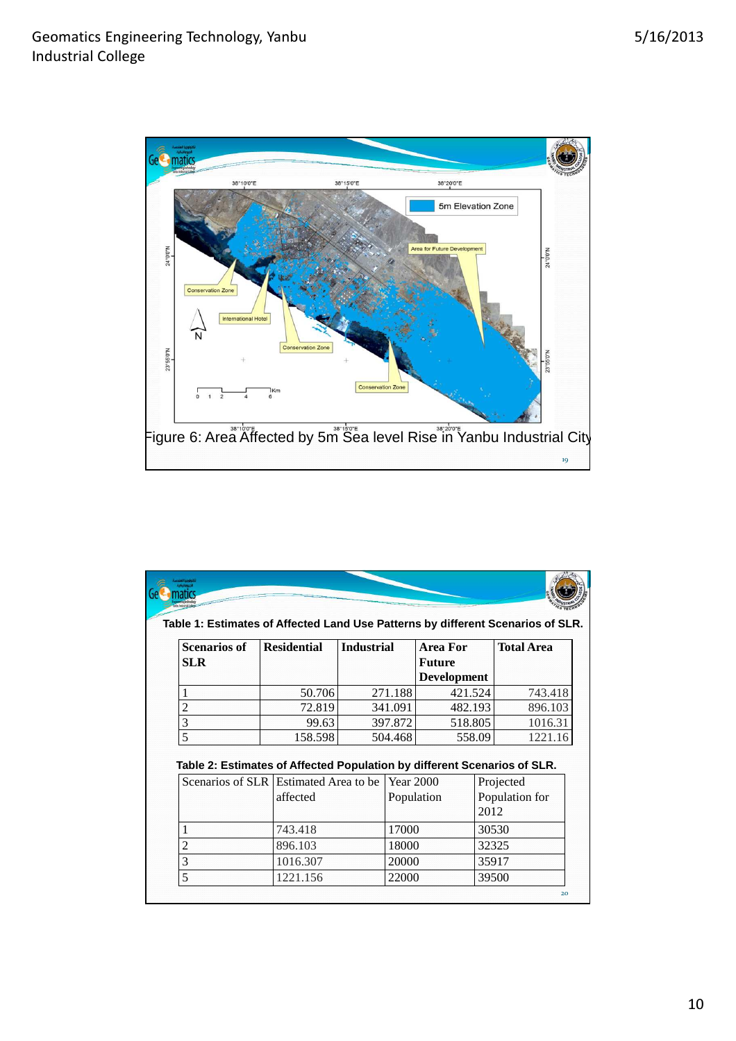38°10'0"E
38°15'0"E
38°20'0"E

5m Elevation Zone

Area for Future Development

Conservation Zone

International Hotel

Conservation Zone

Conservation Zone

24°0'0"N
23°55'0"N

N

0 1 2 4 6 Km

Figure 6: Area Affected by 5m Sea level Rise in Yanbu Industrial City

Table 1: Estimates of Affected Land Use Patterns by different Scenarios of SLR.

| Scenarios of SLR | Residential | Industrial | Area For Future Development | Total Area |
|---|---|---|---|---|
| 1 | 50.706 | 271.188 | 421.524 | 743.418 |
| 2 | 72.819 | 341.091 | 482.193 | 896.103 |
| 3 | 99.63 | 397.872 | 518.805 | 1016.31 |
| 5 | 158.598 | 504.468 | 558.09 | 1221.16 |

Table 2: Estimates of Affected Population by different Scenarios of SLR.

| Scenarios of SLR | Estimated Area to be affected | Year 2000 Population | Projected Population for 2012 |
|---|---|---|---|
| 1 | 743.418 | 17000 | 30530 |
| 2 | 896.103 | 18000 | 32325 |
| 3 | 1016.307 | 20000 | 35917 |
| 5 | 1221.156 | 22000 | 39500 |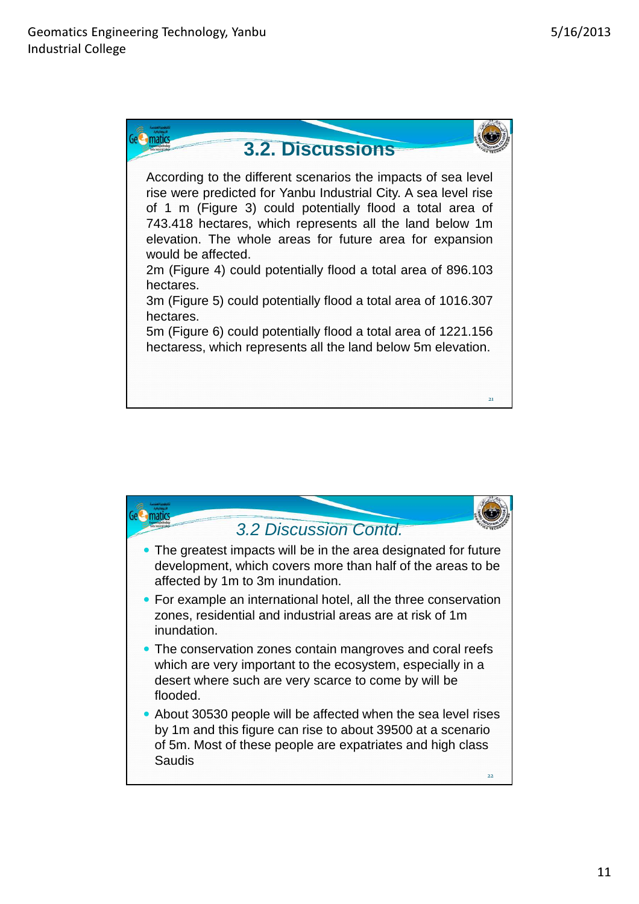## 3.2. Discussions

According to the different scenarios the impacts of sea level rise were predicted for Yanbu Industrial City. A sea level rise of 1 m (Figure 3) could potentially flood a total area of 743.418 hectares, which represents all the land below 1m elevation. The whole areas for future area for expansion would be affected.
2m (Figure 4) could potentially flood a total area of 896.103 hectares.
3m (Figure 5) could potentially flood a total area of 1016.307 hectares.
5m (Figure 6) could potentially flood a total area of 1221.156 hectaress, which represents all the land below 5m elevation.

## *3.2 Discussion Contd.*

- The greatest impacts will be in the area designated for future development, which covers more than half of the areas to be affected by 1m to 3m inundation.
- For example an international hotel, all the three conservation zones, residential and industrial areas are at risk of 1m inundation.
- The conservation zones contain mangroves and coral reefs which are very important to the ecosystem, especially in a desert where such are very scarce to come by will be flooded.
- About 30530 people will be affected when the sea level rises by 1m and this figure can rise to about 39500 at a scenario of 5m. Most of these people are expatriates and high class Saudis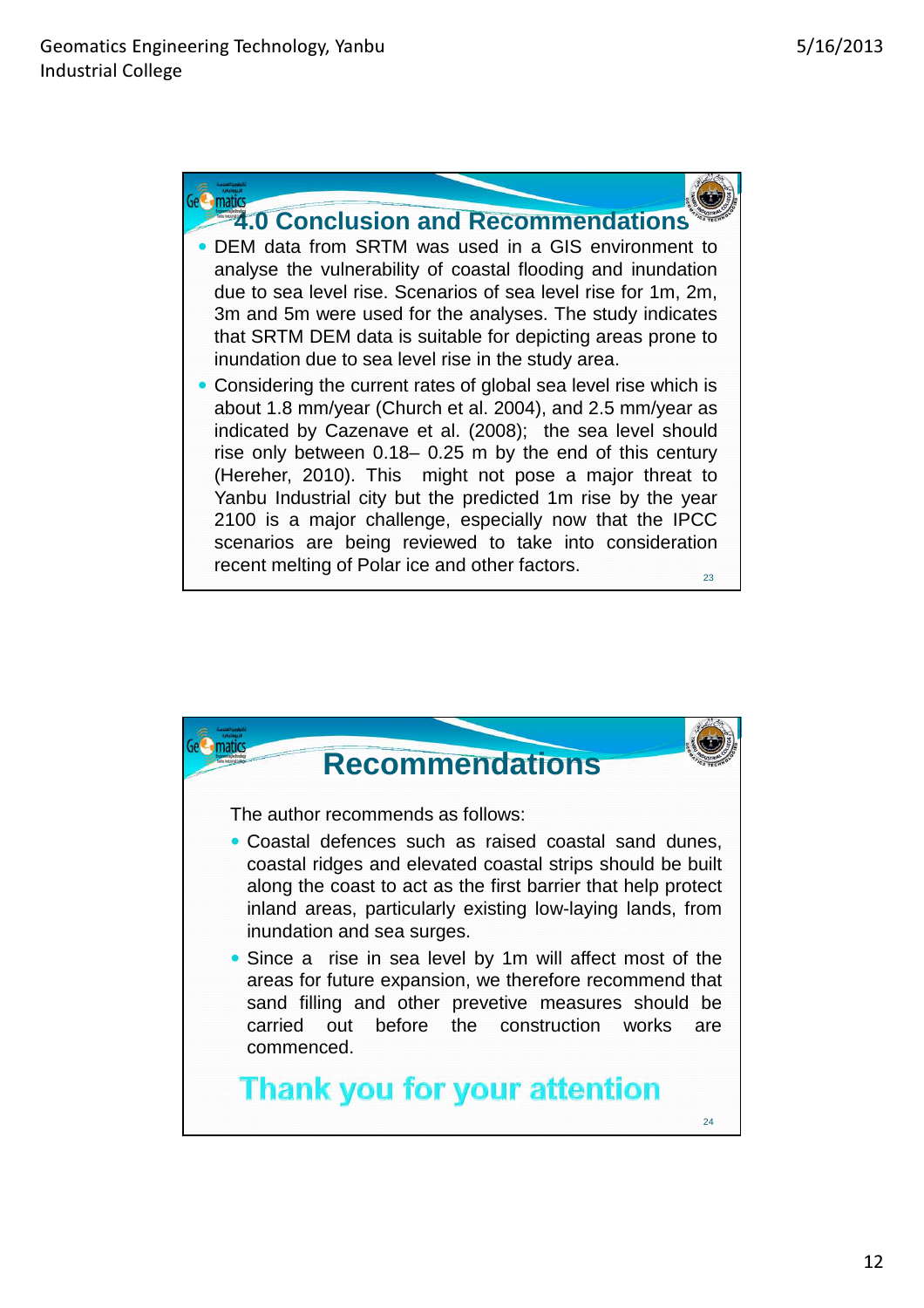## 4.0 Conclusion and Recommendations

- DEM data from SRTM was used in a GIS environment to analyse the vulnerability of coastal flooding and inundation due to sea level rise. Scenarios of sea level rise for 1m, 2m, 3m and 5m were used for the analyses. The study indicates that SRTM DEM data is suitable for depicting areas prone to inundation due to sea level rise in the study area.
- Considering the current rates of global sea level rise which is about 1.8 mm/year (Church et al. 2004), and 2.5 mm/year as indicated by Cazenave et al. (2008); the sea level should rise only between 0.18– 0.25 m by the end of this century (Hereher, 2010). This might not pose a major threat to Yanbu Industrial city but the predicted 1m rise by the year 2100 is a major challenge, especially now that the IPCC scenarios are being reviewed to take into consideration recent melting of Polar ice and other factors.

## Recommendations

The author recommends as follows:

- Coastal defences such as raised coastal sand dunes, coastal ridges and elevated coastal strips should be built along the coast to act as the first barrier that help protect inland areas, particularly existing low-laying lands, from inundation and sea surges.
- Since a rise in sea level by 1m will affect most of the areas for future expansion, we therefore recommend that sand filling and other prevetive measures should be carried out before the construction works are commenced.

**Thank you for your attention**